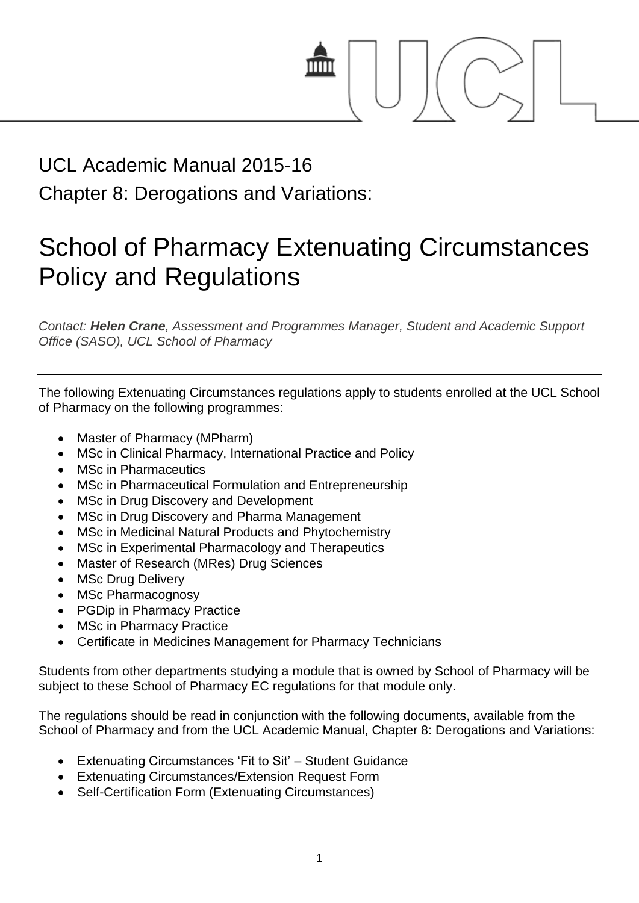UCL Academic Manual 2015-16

Chapter 8: Derogations and Variations:

# School of Pharmacy Extenuating Circumstances Policy and Regulations

*Contact: **Helen Crane**, Assessment and Programmes Manager, Student and Academic Support Office (SASO), UCL School of Pharmacy*

---

The following Extenuating Circumstances regulations apply to students enrolled at the UCL School of Pharmacy on the following programmes:

- Master of Pharmacy (MPharm)
- MSc in Clinical Pharmacy, International Practice and Policy
- MSc in Pharmaceutics
- MSc in Pharmaceutical Formulation and Entrepreneurship
- MSc in Drug Discovery and Development
- MSc in Drug Discovery and Pharma Management
- MSc in Medicinal Natural Products and Phytochemistry
- MSc in Experimental Pharmacology and Therapeutics
- Master of Research (MRes) Drug Sciences
- MSc Drug Delivery
- MSc Pharmacognosy
- PGDip in Pharmacy Practice
- MSc in Pharmacy Practice
- Certificate in Medicines Management for Pharmacy Technicians

Students from other departments studying a module that is owned by School of Pharmacy will be subject to these School of Pharmacy EC regulations for that module only.

The regulations should be read in conjunction with the following documents, available from the School of Pharmacy and from the UCL Academic Manual, Chapter 8: Derogations and Variations:

- Extenuating Circumstances 'Fit to Sit' – Student Guidance
- Extenuating Circumstances/Extension Request Form
- Self-Certification Form (Extenuating Circumstances)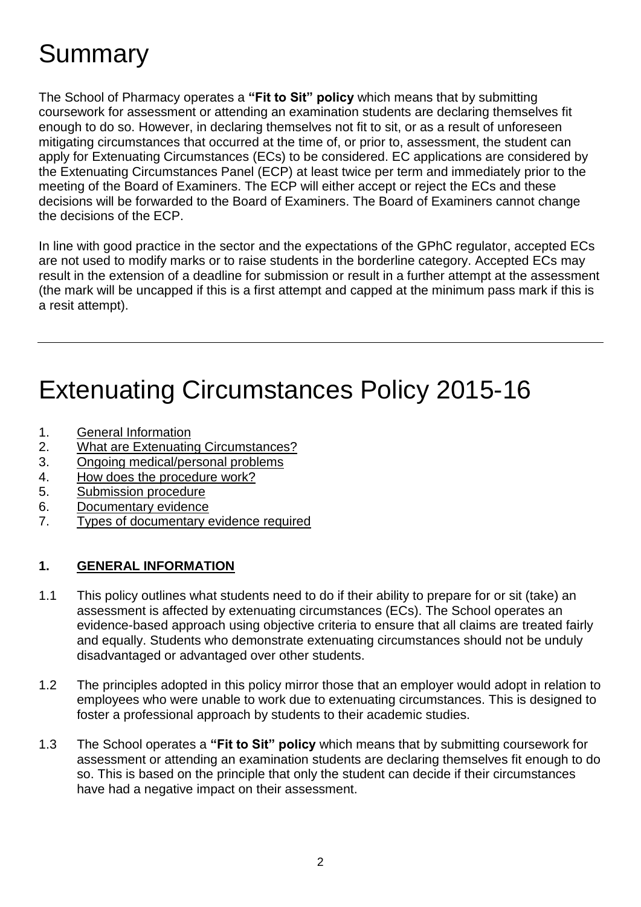# Summary

The School of Pharmacy operates a **"Fit to Sit" policy** which means that by submitting coursework for assessment or attending an examination students are declaring themselves fit enough to do so. However, in declaring themselves not fit to sit, or as a result of unforeseen mitigating circumstances that occurred at the time of, or prior to, assessment, the student can apply for Extenuating Circumstances (ECs) to be considered. EC applications are considered by the Extenuating Circumstances Panel (ECP) at least twice per term and immediately prior to the meeting of the Board of Examiners. The ECP will either accept or reject the ECs and these decisions will be forwarded to the Board of Examiners. The Board of Examiners cannot change the decisions of the ECP.

In line with good practice in the sector and the expectations of the GPhC regulator, accepted ECs are not used to modify marks or to raise students in the borderline category. Accepted ECs may result in the extension of a deadline for submission or result in a further attempt at the assessment (the mark will be uncapped if this is a first attempt and capped at the minimum pass mark if this is a resit attempt).

---

# Extenuating Circumstances Policy 2015-16

1. General Information
2. What are Extenuating Circumstances?
3. Ongoing medical/personal problems
4. How does the procedure work?
5. Submission procedure
6. Documentary evidence
7. Types of documentary evidence required

## 1. GENERAL INFORMATION

1.1 This policy outlines what students need to do if their ability to prepare for or sit (take) an assessment is affected by extenuating circumstances (ECs). The School operates an evidence-based approach using objective criteria to ensure that all claims are treated fairly and equally. Students who demonstrate extenuating circumstances should not be unduly disadvantaged or advantaged over other students.

1.2 The principles adopted in this policy mirror those that an employer would adopt in relation to employees who were unable to work due to extenuating circumstances. This is designed to foster a professional approach by students to their academic studies.

1.3 The School operates a **"Fit to Sit" policy** which means that by submitting coursework for assessment or attending an examination students are declaring themselves fit enough to do so. This is based on the principle that only the student can decide if their circumstances have had a negative impact on their assessment.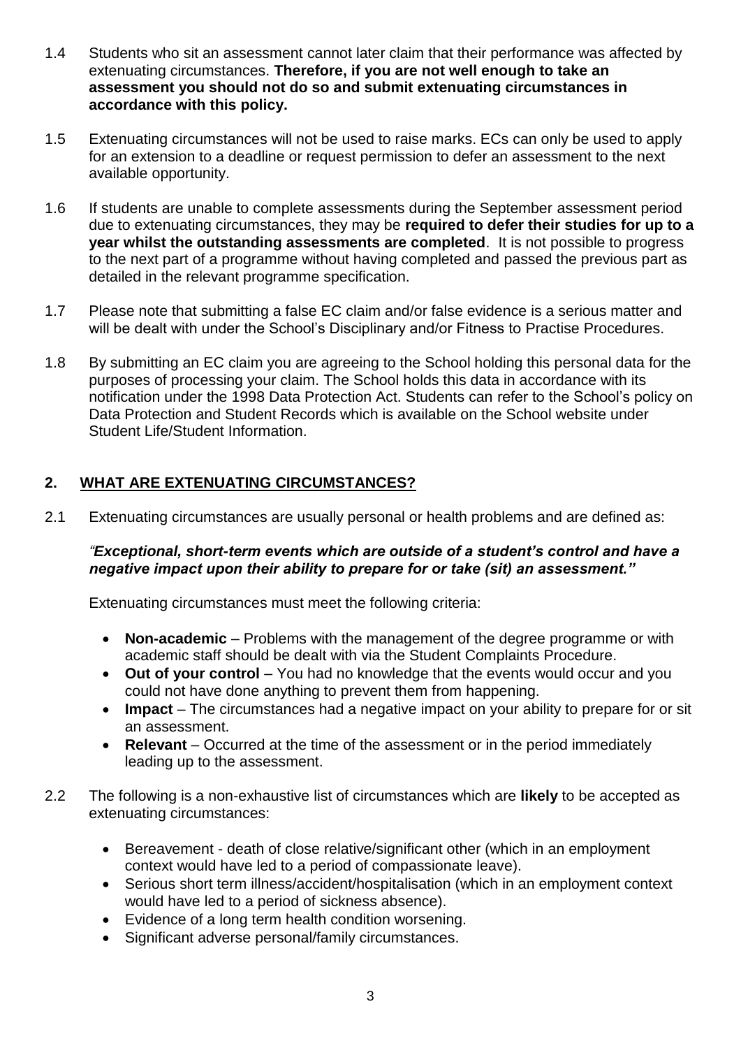1.4 Students who sit an assessment cannot later claim that their performance was affected by extenuating circumstances. **Therefore, if you are not well enough to take an assessment you should not do so and submit extenuating circumstances in accordance with this policy.**

1.5 Extenuating circumstances will not be used to raise marks. ECs can only be used to apply for an extension to a deadline or request permission to defer an assessment to the next available opportunity.

1.6 If students are unable to complete assessments during the September assessment period due to extenuating circumstances, they may be **required to defer their studies for up to a year whilst the outstanding assessments are completed**. It is not possible to progress to the next part of a programme without having completed and passed the previous part as detailed in the relevant programme specification.

1.7 Please note that submitting a false EC claim and/or false evidence is a serious matter and will be dealt with under the School's Disciplinary and/or Fitness to Practise Procedures.

1.8 By submitting an EC claim you are agreeing to the School holding this personal data for the purposes of processing your claim. The School holds this data in accordance with its notification under the 1998 Data Protection Act. Students can refer to the School's policy on Data Protection and Student Records which is available on the School website under Student Life/Student Information.

## 2. WHAT ARE EXTENUATING CIRCUMSTANCES?

2.1 Extenuating circumstances are usually personal or health problems and are defined as:

***"Exceptional, short-term events which are outside of a student's control and have a negative impact upon their ability to prepare for or take (sit) an assessment."***

Extenuating circumstances must meet the following criteria:

- **Non-academic** – Problems with the management of the degree programme or with academic staff should be dealt with via the Student Complaints Procedure.
- **Out of your control** – You had no knowledge that the events would occur and you could not have done anything to prevent them from happening.
- **Impact** – The circumstances had a negative impact on your ability to prepare for or sit an assessment.
- **Relevant** – Occurred at the time of the assessment or in the period immediately leading up to the assessment.

2.2 The following is a non-exhaustive list of circumstances which are **likely** to be accepted as extenuating circumstances:

- Bereavement - death of close relative/significant other (which in an employment context would have led to a period of compassionate leave).
- Serious short term illness/accident/hospitalisation (which in an employment context would have led to a period of sickness absence).
- Evidence of a long term health condition worsening.
- Significant adverse personal/family circumstances.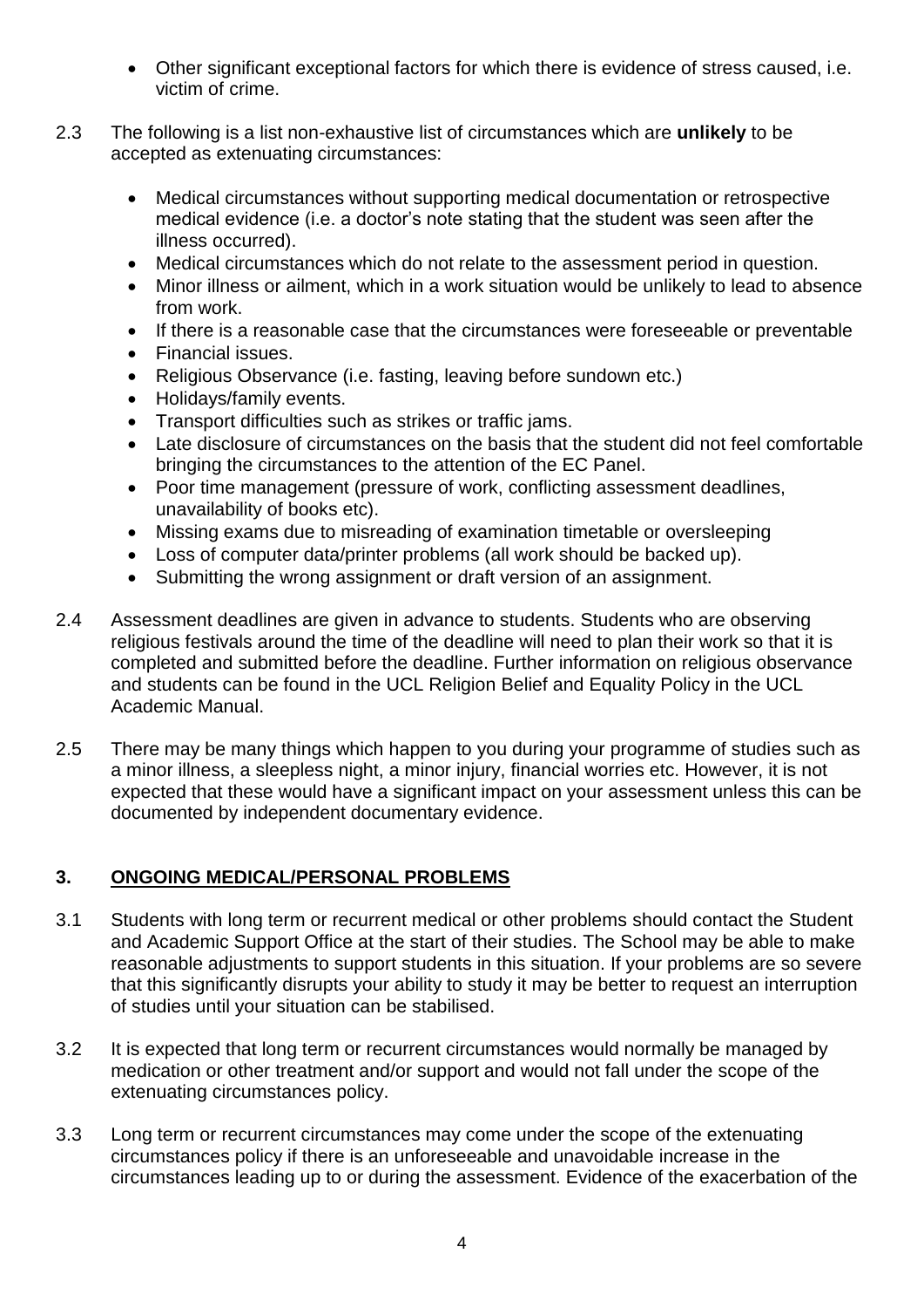- Other significant exceptional factors for which there is evidence of stress caused, i.e. victim of crime.

2.3 The following is a list non-exhaustive list of circumstances which are **unlikely** to be accepted as extenuating circumstances:

- Medical circumstances without supporting medical documentation or retrospective medical evidence (i.e. a doctor's note stating that the student was seen after the illness occurred).
- Medical circumstances which do not relate to the assessment period in question.
- Minor illness or ailment, which in a work situation would be unlikely to lead to absence from work.
- If there is a reasonable case that the circumstances were foreseeable or preventable
- Financial issues.
- Religious Observance (i.e. fasting, leaving before sundown etc.)
- Holidays/family events.
- Transport difficulties such as strikes or traffic jams.
- Late disclosure of circumstances on the basis that the student did not feel comfortable bringing the circumstances to the attention of the EC Panel.
- Poor time management (pressure of work, conflicting assessment deadlines, unavailability of books etc).
- Missing exams due to misreading of examination timetable or oversleeping
- Loss of computer data/printer problems (all work should be backed up).
- Submitting the wrong assignment or draft version of an assignment.

2.4 Assessment deadlines are given in advance to students. Students who are observing religious festivals around the time of the deadline will need to plan their work so that it is completed and submitted before the deadline. Further information on religious observance and students can be found in the UCL Religion Belief and Equality Policy in the UCL Academic Manual.

2.5 There may be many things which happen to you during your programme of studies such as a minor illness, a sleepless night, a minor injury, financial worries etc. However, it is not expected that these would have a significant impact on your assessment unless this can be documented by independent documentary evidence.

## 3. ONGOING MEDICAL/PERSONAL PROBLEMS

3.1 Students with long term or recurrent medical or other problems should contact the Student and Academic Support Office at the start of their studies. The School may be able to make reasonable adjustments to support students in this situation. If your problems are so severe that this significantly disrupts your ability to study it may be better to request an interruption of studies until your situation can be stabilised.

3.2 It is expected that long term or recurrent circumstances would normally be managed by medication or other treatment and/or support and would not fall under the scope of the extenuating circumstances policy.

3.3 Long term or recurrent circumstances may come under the scope of the extenuating circumstances policy if there is an unforeseeable and unavoidable increase in the circumstances leading up to or during the assessment. Evidence of the exacerbation of the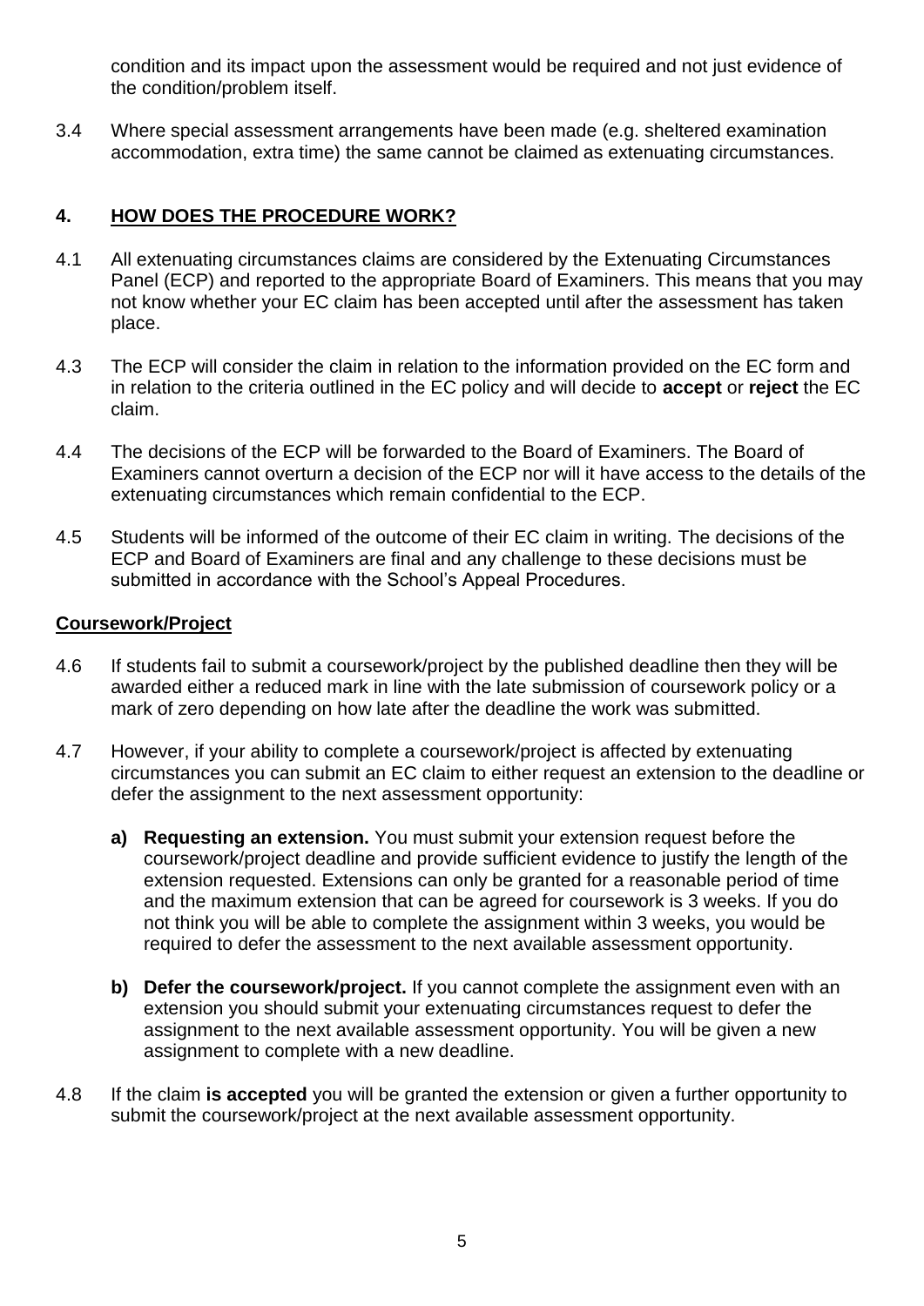condition and its impact upon the assessment would be required and not just evidence of the condition/problem itself.

3.4 Where special assessment arrangements have been made (e.g. sheltered examination accommodation, extra time) the same cannot be claimed as extenuating circumstances.

## 4. HOW DOES THE PROCEDURE WORK?

4.1 All extenuating circumstances claims are considered by the Extenuating Circumstances Panel (ECP) and reported to the appropriate Board of Examiners. This means that you may not know whether your EC claim has been accepted until after the assessment has taken place.

4.3 The ECP will consider the claim in relation to the information provided on the EC form and in relation to the criteria outlined in the EC policy and will decide to **accept** or **reject** the EC claim.

4.4 The decisions of the ECP will be forwarded to the Board of Examiners. The Board of Examiners cannot overturn a decision of the ECP nor will it have access to the details of the extenuating circumstances which remain confidential to the ECP.

4.5 Students will be informed of the outcome of their EC claim in writing. The decisions of the ECP and Board of Examiners are final and any challenge to these decisions must be submitted in accordance with the School's Appeal Procedures.

### Coursework/Project

4.6 If students fail to submit a coursework/project by the published deadline then they will be awarded either a reduced mark in line with the late submission of coursework policy or a mark of zero depending on how late after the deadline the work was submitted.

4.7 However, if your ability to complete a coursework/project is affected by extenuating circumstances you can submit an EC claim to either request an extension to the deadline or defer the assignment to the next assessment opportunity:

- **a) Requesting an extension.** You must submit your extension request before the coursework/project deadline and provide sufficient evidence to justify the length of the extension requested. Extensions can only be granted for a reasonable period of time and the maximum extension that can be agreed for coursework is 3 weeks. If you do not think you will be able to complete the assignment within 3 weeks, you would be required to defer the assessment to the next available assessment opportunity.

- **b) Defer the coursework/project.** If you cannot complete the assignment even with an extension you should submit your extenuating circumstances request to defer the assignment to the next available assessment opportunity. You will be given a new assignment to complete with a new deadline.

4.8 If the claim **is accepted** you will be granted the extension or given a further opportunity to submit the coursework/project at the next available assessment opportunity.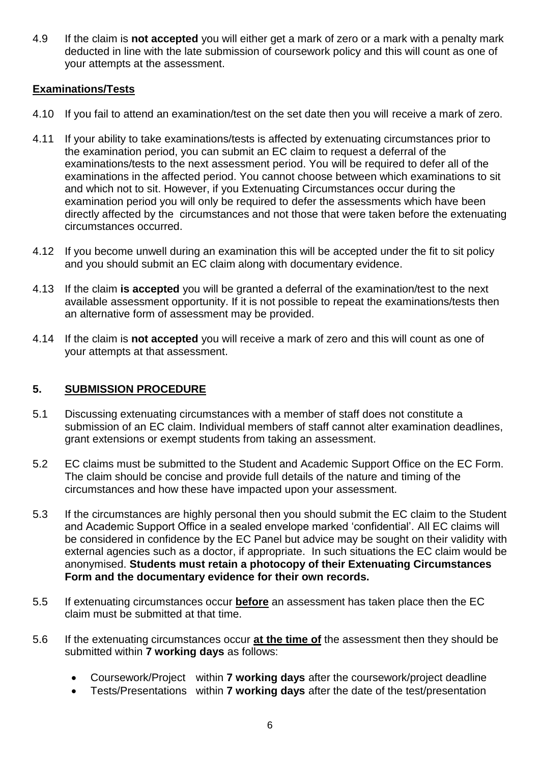4.9 If the claim is **not accepted** you will either get a mark of zero or a mark with a penalty mark deducted in line with the late submission of coursework policy and this will count as one of your attempts at the assessment.

**Examinations/Tests**

4.10 If you fail to attend an examination/test on the set date then you will receive a mark of zero.

4.11 If your ability to take examinations/tests is affected by extenuating circumstances prior to the examination period, you can submit an EC claim to request a deferral of the examinations/tests to the next assessment period. You will be required to defer all of the examinations in the affected period. You cannot choose between which examinations to sit and which not to sit. However, if you Extenuating Circumstances occur during the examination period you will only be required to defer the assessments which have been directly affected by the circumstances and not those that were taken before the extenuating circumstances occurred.

4.12 If you become unwell during an examination this will be accepted under the fit to sit policy and you should submit an EC claim along with documentary evidence.

4.13 If the claim **is accepted** you will be granted a deferral of the examination/test to the next available assessment opportunity. If it is not possible to repeat the examinations/tests then an alternative form of assessment may be provided.

4.14 If the claim is **not accepted** you will receive a mark of zero and this will count as one of your attempts at that assessment.

## 5. SUBMISSION PROCEDURE

5.1 Discussing extenuating circumstances with a member of staff does not constitute a submission of an EC claim. Individual members of staff cannot alter examination deadlines, grant extensions or exempt students from taking an assessment.

5.2 EC claims must be submitted to the Student and Academic Support Office on the EC Form. The claim should be concise and provide full details of the nature and timing of the circumstances and how these have impacted upon your assessment.

5.3 If the circumstances are highly personal then you should submit the EC claim to the Student and Academic Support Office in a sealed envelope marked 'confidential'. All EC claims will be considered in confidence by the EC Panel but advice may be sought on their validity with external agencies such as a doctor, if appropriate. In such situations the EC claim would be anonymised. **Students must retain a photocopy of their Extenuating Circumstances Form and the documentary evidence for their own records.**

5.5 If extenuating circumstances occur **before** an assessment has taken place then the EC claim must be submitted at that time.

5.6 If the extenuating circumstances occur **at the time of** the assessment then they should be submitted within **7 working days** as follows:

- Coursework/Project within **7 working days** after the coursework/project deadline
- Tests/Presentations within **7 working days** after the date of the test/presentation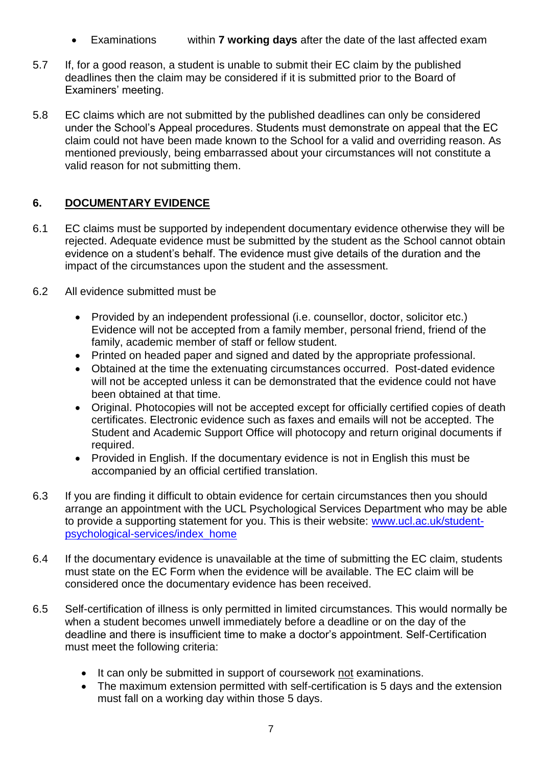- Examinations within **7 working days** after the date of the last affected exam

5.7 If, for a good reason, a student is unable to submit their EC claim by the published deadlines then the claim may be considered if it is submitted prior to the Board of Examiners' meeting.

5.8 EC claims which are not submitted by the published deadlines can only be considered under the School's Appeal procedures. Students must demonstrate on appeal that the EC claim could not have been made known to the School for a valid and overriding reason. As mentioned previously, being embarrassed about your circumstances will not constitute a valid reason for not submitting them.

## 6. DOCUMENTARY EVIDENCE

6.1 EC claims must be supported by independent documentary evidence otherwise they will be rejected. Adequate evidence must be submitted by the student as the School cannot obtain evidence on a student's behalf. The evidence must give details of the duration and the impact of the circumstances upon the student and the assessment.

6.2 All evidence submitted must be

- Provided by an independent professional (i.e. counsellor, doctor, solicitor etc.) Evidence will not be accepted from a family member, personal friend, friend of the family, academic member of staff or fellow student.
- Printed on headed paper and signed and dated by the appropriate professional.
- Obtained at the time the extenuating circumstances occurred. Post-dated evidence will not be accepted unless it can be demonstrated that the evidence could not have been obtained at that time.
- Original. Photocopies will not be accepted except for officially certified copies of death certificates. Electronic evidence such as faxes and emails will not be accepted. The Student and Academic Support Office will photocopy and return original documents if required.
- Provided in English. If the documentary evidence is not in English this must be accompanied by an official certified translation.

6.3 If you are finding it difficult to obtain evidence for certain circumstances then you should arrange an appointment with the UCL Psychological Services Department who may be able to provide a supporting statement for you. This is their website: [www.ucl.ac.uk/student-psychological-services/index_home](www.ucl.ac.uk/student-psychological-services/index_home)

6.4 If the documentary evidence is unavailable at the time of submitting the EC claim, students must state on the EC Form when the evidence will be available. The EC claim will be considered once the documentary evidence has been received.

6.5 Self-certification of illness is only permitted in limited circumstances. This would normally be when a student becomes unwell immediately before a deadline or on the day of the deadline and there is insufficient time to make a doctor's appointment. Self-Certification must meet the following criteria:

- It can only be submitted in support of coursework not examinations.
- The maximum extension permitted with self-certification is 5 days and the extension must fall on a working day within those 5 days.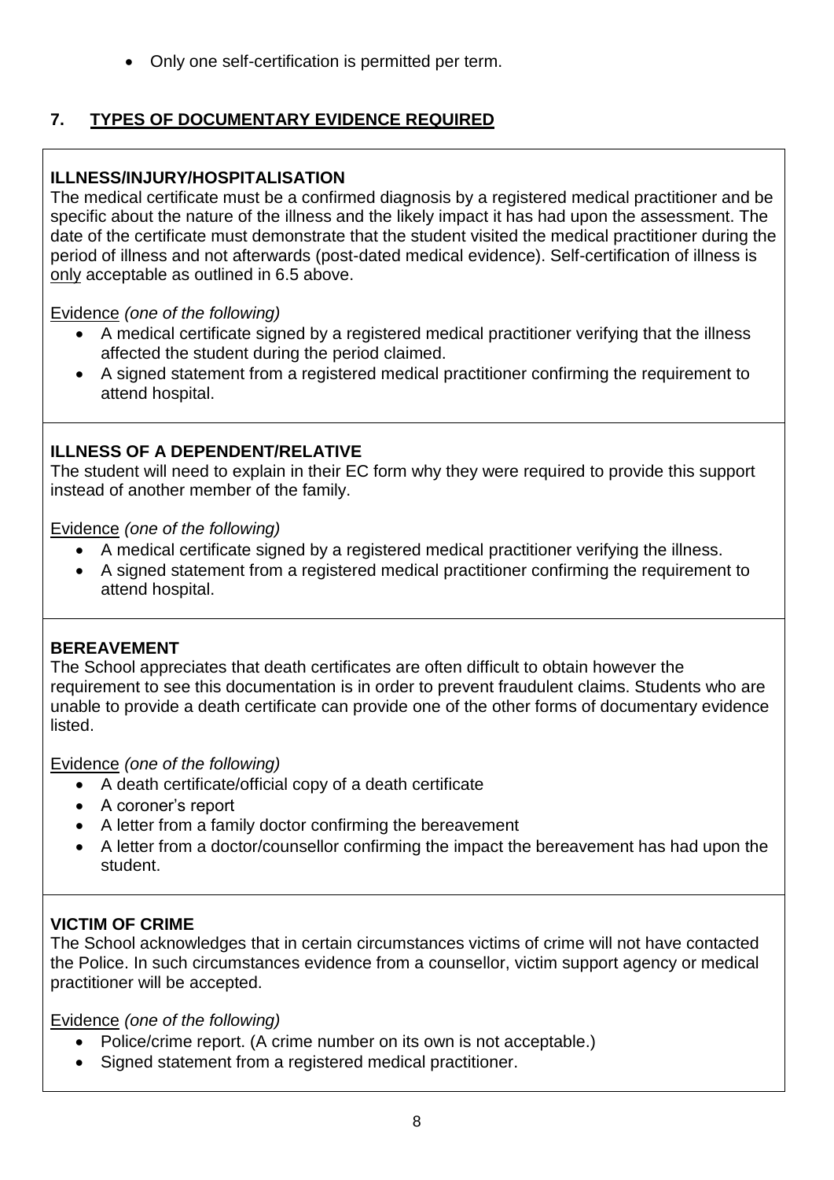- Only one self-certification is permitted per term.

## 7. TYPES OF DOCUMENTARY EVIDENCE REQUIRED

**ILLNESS/INJURY/HOSPITALISATION**

The medical certificate must be a confirmed diagnosis by a registered medical practitioner and be specific about the nature of the illness and the likely impact it has had upon the assessment. The date of the certificate must demonstrate that the student visited the medical practitioner during the period of illness and not afterwards (post-dated medical evidence). Self-certification of illness is only acceptable as outlined in 6.5 above.

Evidence *(one of the following)*

- A medical certificate signed by a registered medical practitioner verifying that the illness affected the student during the period claimed.
- A signed statement from a registered medical practitioner confirming the requirement to attend hospital.

**ILLNESS OF A DEPENDENT/RELATIVE**

The student will need to explain in their EC form why they were required to provide this support instead of another member of the family.

Evidence *(one of the following)*

- A medical certificate signed by a registered medical practitioner verifying the illness.
- A signed statement from a registered medical practitioner confirming the requirement to attend hospital.

**BEREAVEMENT**

The School appreciates that death certificates are often difficult to obtain however the requirement to see this documentation is in order to prevent fraudulent claims. Students who are unable to provide a death certificate can provide one of the other forms of documentary evidence listed.

Evidence *(one of the following)*

- A death certificate/official copy of a death certificate
- A coroner's report
- A letter from a family doctor confirming the bereavement
- A letter from a doctor/counsellor confirming the impact the bereavement has had upon the student.

**VICTIM OF CRIME**

The School acknowledges that in certain circumstances victims of crime will not have contacted the Police. In such circumstances evidence from a counsellor, victim support agency or medical practitioner will be accepted.

Evidence *(one of the following)*

- Police/crime report. (A crime number on its own is not acceptable.)
- Signed statement from a registered medical practitioner.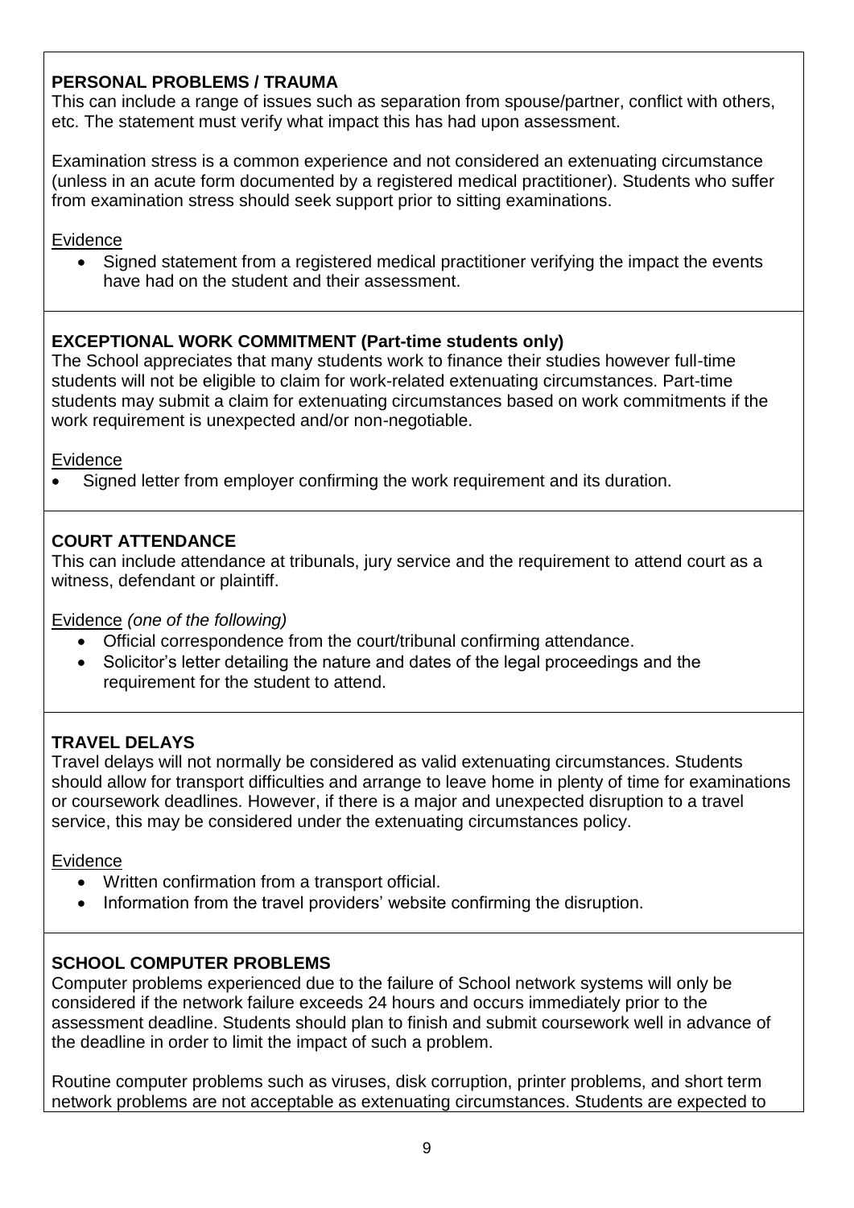**PERSONAL PROBLEMS / TRAUMA**

This can include a range of issues such as separation from spouse/partner, conflict with others, etc. The statement must verify what impact this has had upon assessment.

Examination stress is a common experience and not considered an extenuating circumstance (unless in an acute form documented by a registered medical practitioner). Students who suffer from examination stress should seek support prior to sitting examinations.

Evidence

- Signed statement from a registered medical practitioner verifying the impact the events have had on the student and their assessment.

**EXCEPTIONAL WORK COMMITMENT (Part-time students only)**

The School appreciates that many students work to finance their studies however full-time students will not be eligible to claim for work-related extenuating circumstances. Part-time students may submit a claim for extenuating circumstances based on work commitments if the work requirement is unexpected and/or non-negotiable.

Evidence

- Signed letter from employer confirming the work requirement and its duration.

**COURT ATTENDANCE**

This can include attendance at tribunals, jury service and the requirement to attend court as a witness, defendant or plaintiff.

Evidence *(one of the following)*

- Official correspondence from the court/tribunal confirming attendance.
- Solicitor's letter detailing the nature and dates of the legal proceedings and the requirement for the student to attend.

**TRAVEL DELAYS**

Travel delays will not normally be considered as valid extenuating circumstances. Students should allow for transport difficulties and arrange to leave home in plenty of time for examinations or coursework deadlines. However, if there is a major and unexpected disruption to a travel service, this may be considered under the extenuating circumstances policy.

Evidence

- Written confirmation from a transport official.
- Information from the travel providers' website confirming the disruption.

**SCHOOL COMPUTER PROBLEMS**

Computer problems experienced due to the failure of School network systems will only be considered if the network failure exceeds 24 hours and occurs immediately prior to the assessment deadline. Students should plan to finish and submit coursework well in advance of the deadline in order to limit the impact of such a problem.

Routine computer problems such as viruses, disk corruption, printer problems, and short term network problems are not acceptable as extenuating circumstances. Students are expected to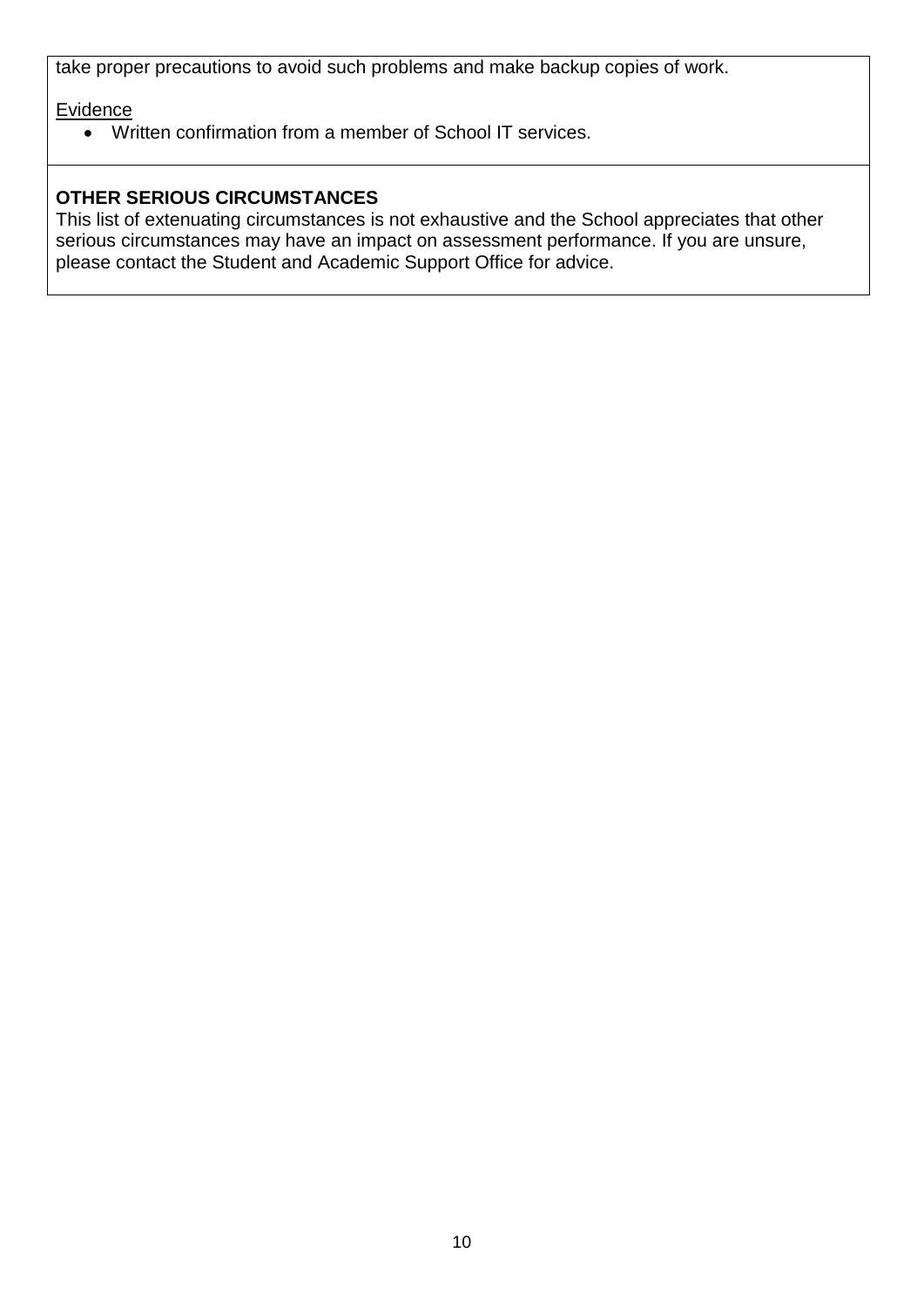take proper precautions to avoid such problems and make backup copies of work.

Evidence

- Written confirmation from a member of School IT services.

**OTHER SERIOUS CIRCUMSTANCES**

This list of extenuating circumstances is not exhaustive and the School appreciates that other serious circumstances may have an impact on assessment performance. If you are unsure, please contact the Student and Academic Support Office for advice.